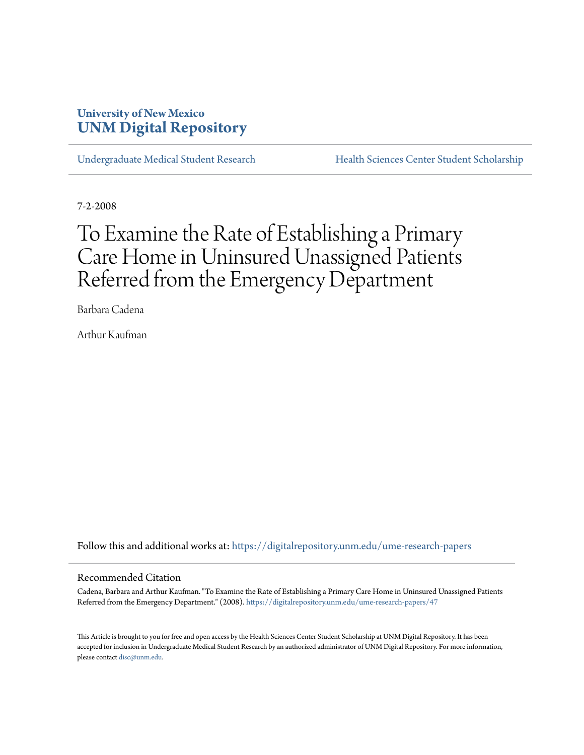University of New Mexico
**UNM Digital Repository**

Undergraduate Medical Student Research | Health Sciences Center Student Scholarship

7-2-2008

# To Examine the Rate of Establishing a Primary Care Home in Uninsured Unassigned Patients Referred from the Emergency Department

Barbara Cadena

Arthur Kaufman

Follow this and additional works at: https://digitalrepository.unm.edu/ume-research-papers

## Recommended Citation

Cadena, Barbara and Arthur Kaufman. "To Examine the Rate of Establishing a Primary Care Home in Uninsured Unassigned Patients Referred from the Emergency Department." (2008). https://digitalrepository.unm.edu/ume-research-papers/47

This Article is brought to you for free and open access by the Health Sciences Center Student Scholarship at UNM Digital Repository. It has been accepted for inclusion in Undergraduate Medical Student Research by an authorized administrator of UNM Digital Repository. For more information, please contact disc@unm.edu.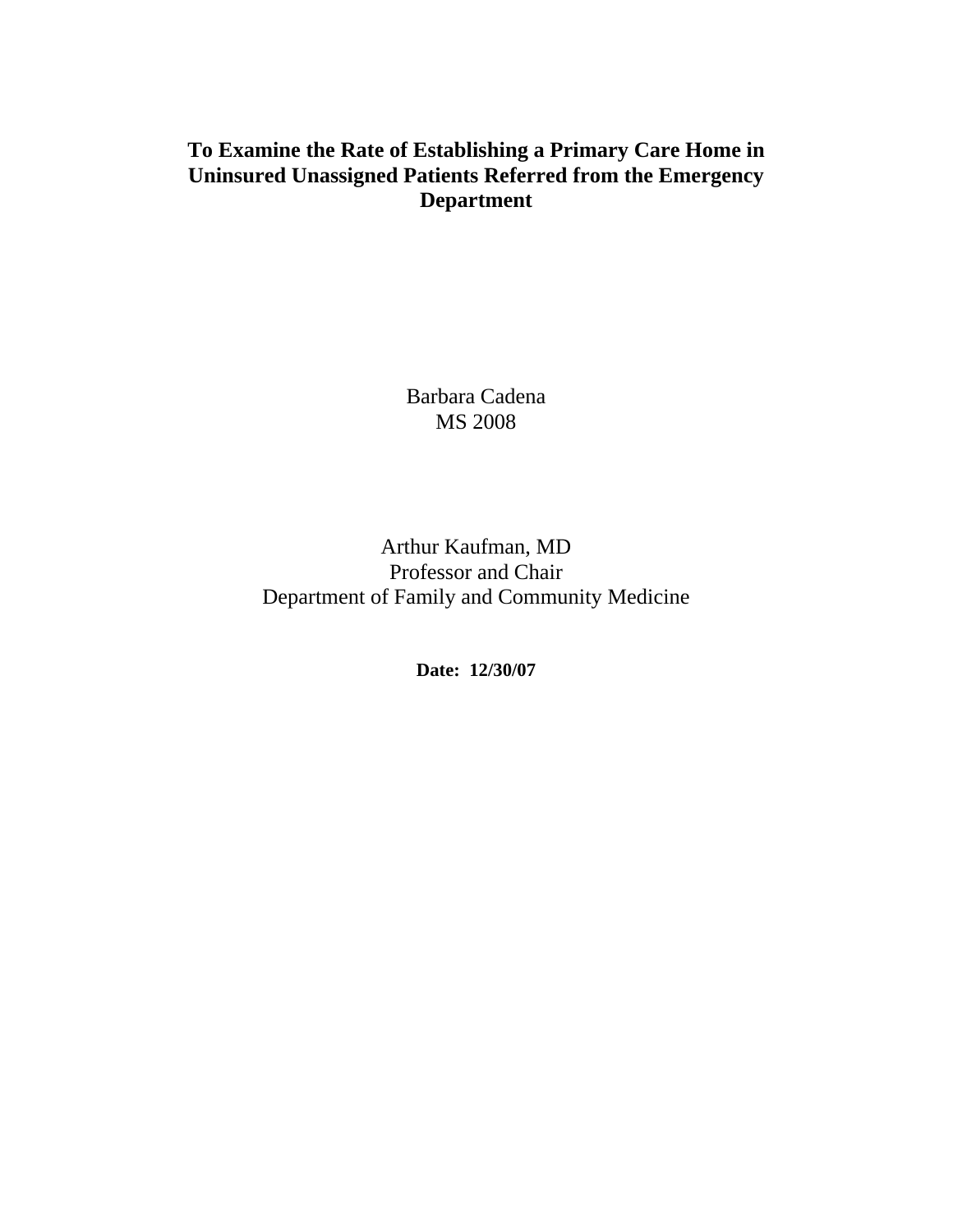# To Examine the Rate of Establishing a Primary Care Home in Uninsured Unassigned Patients Referred from the Emergency Department

Barbara Cadena
MS 2008

Arthur Kaufman, MD
Professor and Chair
Department of Family and Community Medicine

**Date: 12/30/07**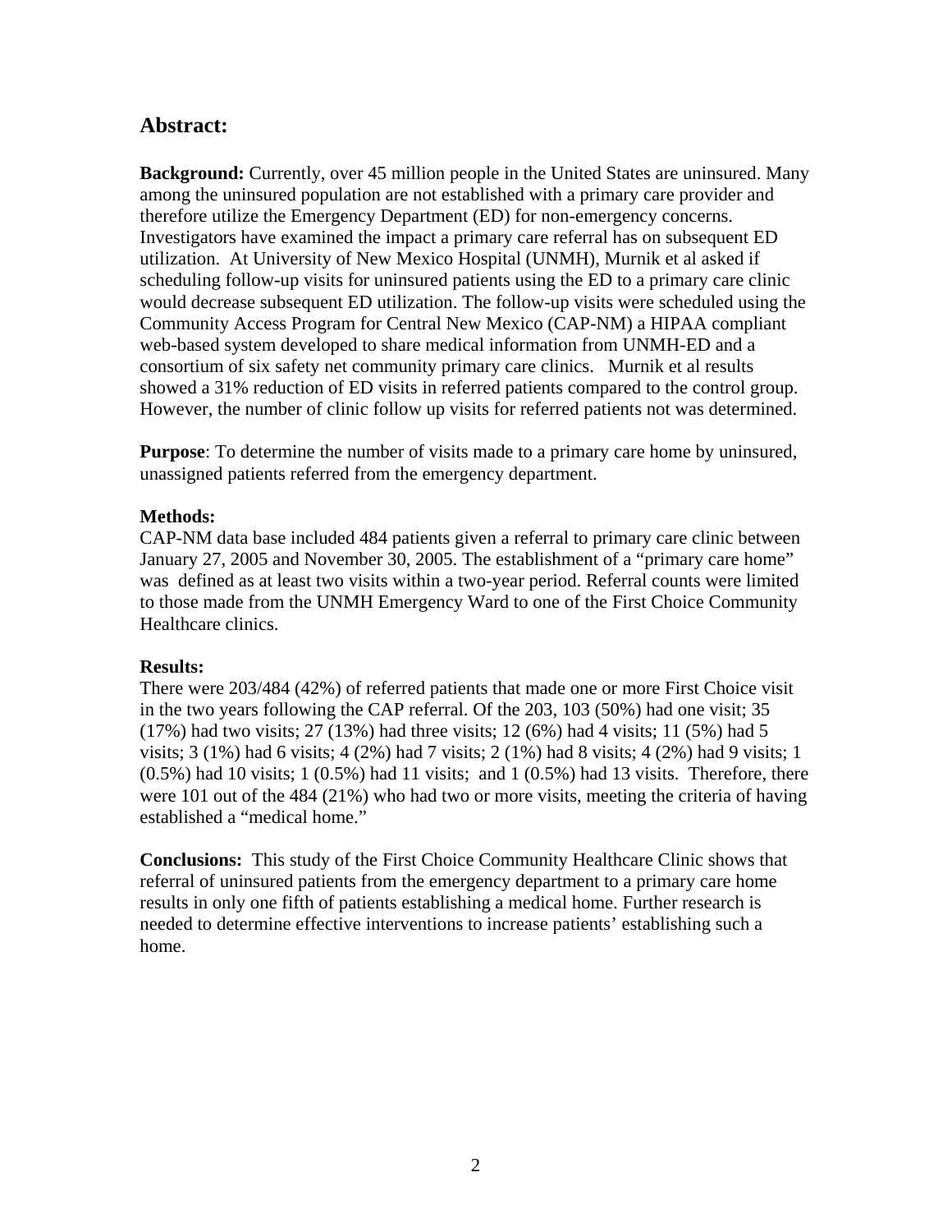## Abstract:

**Background:** Currently, over 45 million people in the United States are uninsured. Many among the uninsured population are not established with a primary care provider and therefore utilize the Emergency Department (ED) for non-emergency concerns. Investigators have examined the impact a primary care referral has on subsequent ED utilization. At University of New Mexico Hospital (UNMH), Murnik et al asked if scheduling follow-up visits for uninsured patients using the ED to a primary care clinic would decrease subsequent ED utilization. The follow-up visits were scheduled using the Community Access Program for Central New Mexico (CAP-NM) a HIPAA compliant web-based system developed to share medical information from UNMH-ED and a consortium of six safety net community primary care clinics. Murnik et al results showed a 31% reduction of ED visits in referred patients compared to the control group. However, the number of clinic follow up visits for referred patients not was determined.

**Purpose**: To determine the number of visits made to a primary care home by uninsured, unassigned patients referred from the emergency department.

**Methods:**

CAP-NM data base included 484 patients given a referral to primary care clinic between January 27, 2005 and November 30, 2005. The establishment of a "primary care home" was defined as at least two visits within a two-year period. Referral counts were limited to those made from the UNMH Emergency Ward to one of the First Choice Community Healthcare clinics.

**Results:**

There were 203/484 (42%) of referred patients that made one or more First Choice visit in the two years following the CAP referral. Of the 203, 103 (50%) had one visit; 35 (17%) had two visits; 27 (13%) had three visits; 12 (6%) had 4 visits; 11 (5%) had 5 visits; 3 (1%) had 6 visits; 4 (2%) had 7 visits; 2 (1%) had 8 visits; 4 (2%) had 9 visits; 1 (0.5%) had 10 visits; 1 (0.5%) had 11 visits; and 1 (0.5%) had 13 visits. Therefore, there were 101 out of the 484 (21%) who had two or more visits, meeting the criteria of having established a "medical home."

**Conclusions:** This study of the First Choice Community Healthcare Clinic shows that referral of uninsured patients from the emergency department to a primary care home results in only one fifth of patients establishing a medical home. Further research is needed to determine effective interventions to increase patients' establishing such a home.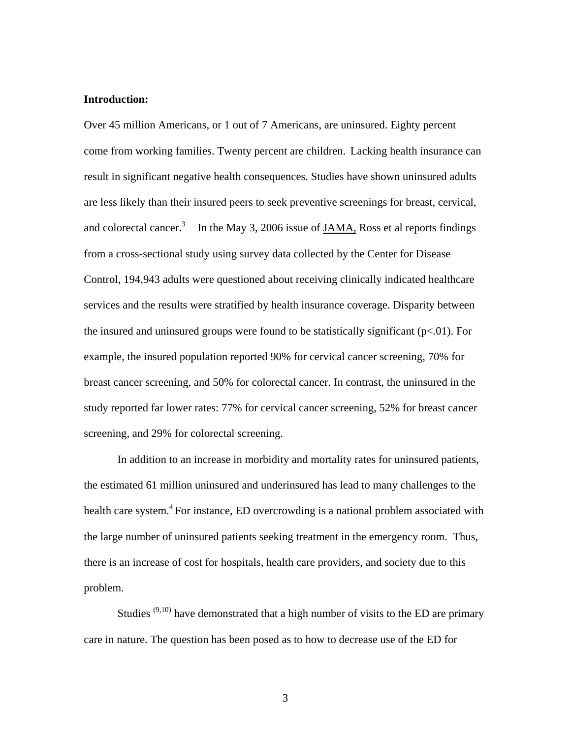**Introduction:**

Over 45 million Americans, or 1 out of 7 Americans, are uninsured. Eighty percent come from working families. Twenty percent are children. Lacking health insurance can result in significant negative health consequences. Studies have shown uninsured adults are less likely than their insured peers to seek preventive screenings for breast, cervical, and colorectal cancer.[3] In the May 3, 2006 issue of JAMA, Ross et al reports findings from a cross-sectional study using survey data collected by the Center for Disease Control, 194,943 adults were questioned about receiving clinically indicated healthcare services and the results were stratified by health insurance coverage. Disparity between the insured and uninsured groups were found to be statistically significant ($p<.01$). For example, the insured population reported 90% for cervical cancer screening, 70% for breast cancer screening, and 50% for colorectal cancer. In contrast, the uninsured in the study reported far lower rates: 77% for cervical cancer screening, 52% for breast cancer screening, and 29% for colorectal screening.

In addition to an increase in morbidity and mortality rates for uninsured patients, the estimated 61 million uninsured and underinsured has lead to many challenges to the health care system.[4] For instance, ED overcrowding is a national problem associated with the large number of uninsured patients seeking treatment in the emergency room. Thus, there is an increase of cost for hospitals, health care providers, and society due to this problem.

Studies [(9,10)] have demonstrated that a high number of visits to the ED are primary care in nature. The question has been posed as to how to decrease use of the ED for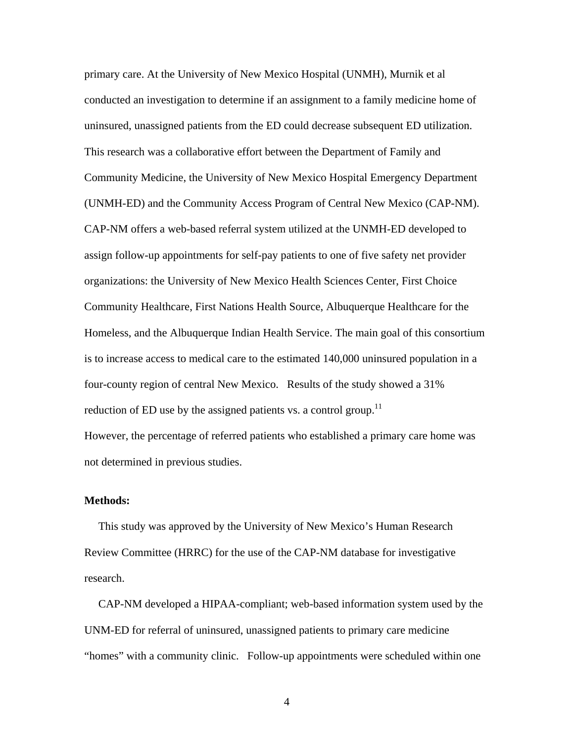primary care. At the University of New Mexico Hospital (UNMH), Murnik et al conducted an investigation to determine if an assignment to a family medicine home of uninsured, unassigned patients from the ED could decrease subsequent ED utilization. This research was a collaborative effort between the Department of Family and Community Medicine, the University of New Mexico Hospital Emergency Department (UNMH-ED) and the Community Access Program of Central New Mexico (CAP-NM). CAP-NM offers a web-based referral system utilized at the UNMH-ED developed to assign follow-up appointments for self-pay patients to one of five safety net provider organizations: the University of New Mexico Health Sciences Center, First Choice Community Healthcare, First Nations Health Source, Albuquerque Healthcare for the Homeless, and the Albuquerque Indian Health Service. The main goal of this consortium is to increase access to medical care to the estimated 140,000 uninsured population in a four-county region of central New Mexico. Results of the study showed a 31% reduction of ED use by the assigned patients vs. a control group.[11]

However, the percentage of referred patients who established a primary care home was not determined in previous studies.

**Methods:**

This study was approved by the University of New Mexico's Human Research Review Committee (HRRC) for the use of the CAP-NM database for investigative research.

CAP-NM developed a HIPAA-compliant; web-based information system used by the UNM-ED for referral of uninsured, unassigned patients to primary care medicine "homes" with a community clinic. Follow-up appointments were scheduled within one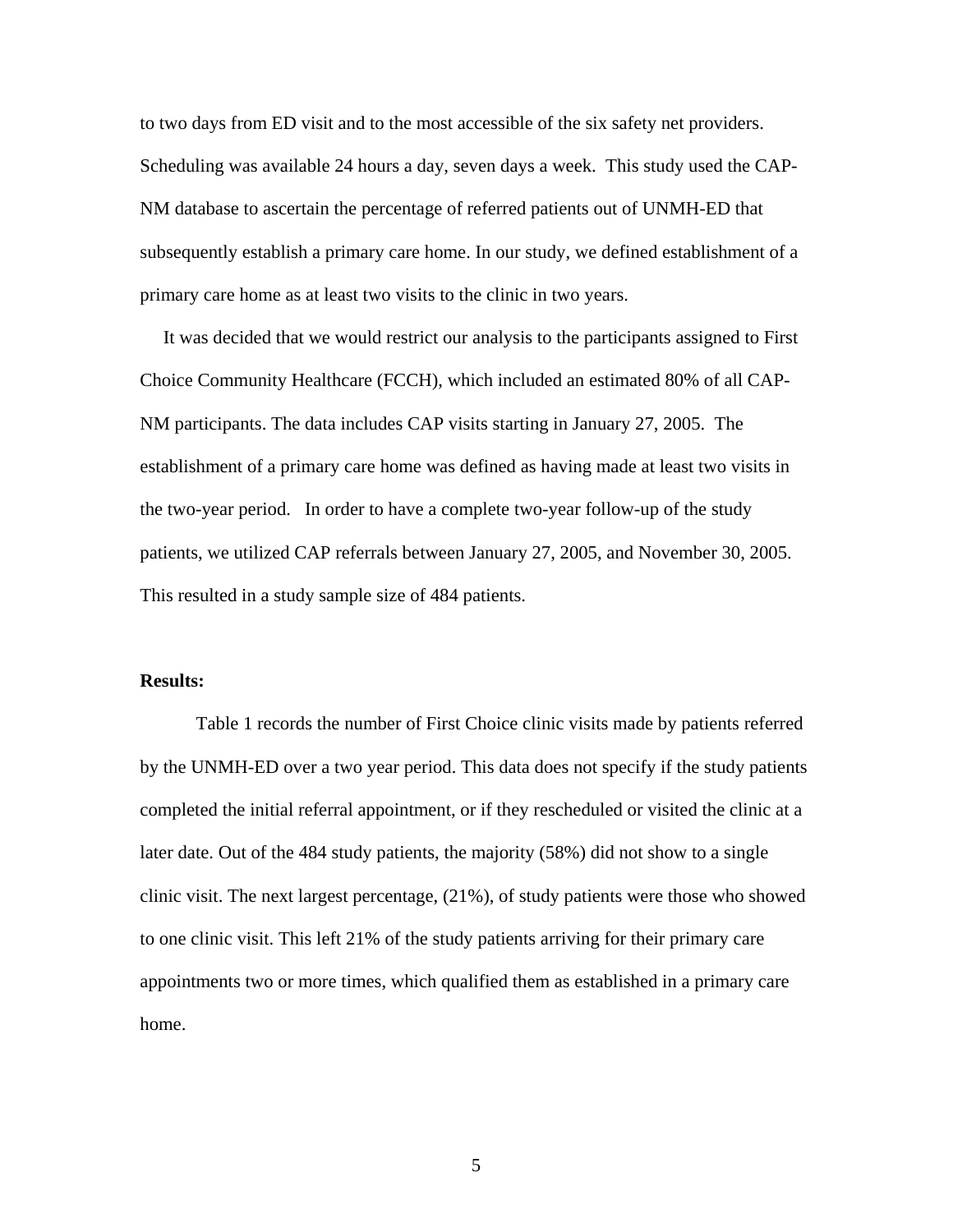to two days from ED visit and to the most accessible of the six safety net providers. Scheduling was available 24 hours a day, seven days a week. This study used the CAP-NM database to ascertain the percentage of referred patients out of UNMH-ED that subsequently establish a primary care home. In our study, we defined establishment of a primary care home as at least two visits to the clinic in two years.

It was decided that we would restrict our analysis to the participants assigned to First Choice Community Healthcare (FCCH), which included an estimated 80% of all CAP-NM participants. The data includes CAP visits starting in January 27, 2005. The establishment of a primary care home was defined as having made at least two visits in the two-year period. In order to have a complete two-year follow-up of the study patients, we utilized CAP referrals between January 27, 2005, and November 30, 2005. This resulted in a study sample size of 484 patients.

**Results:**

Table 1 records the number of First Choice clinic visits made by patients referred by the UNMH-ED over a two year period. This data does not specify if the study patients completed the initial referral appointment, or if they rescheduled or visited the clinic at a later date. Out of the 484 study patients, the majority (58%) did not show to a single clinic visit. The next largest percentage, (21%), of study patients were those who showed to one clinic visit. This left 21% of the study patients arriving for their primary care appointments two or more times, which qualified them as established in a primary care home.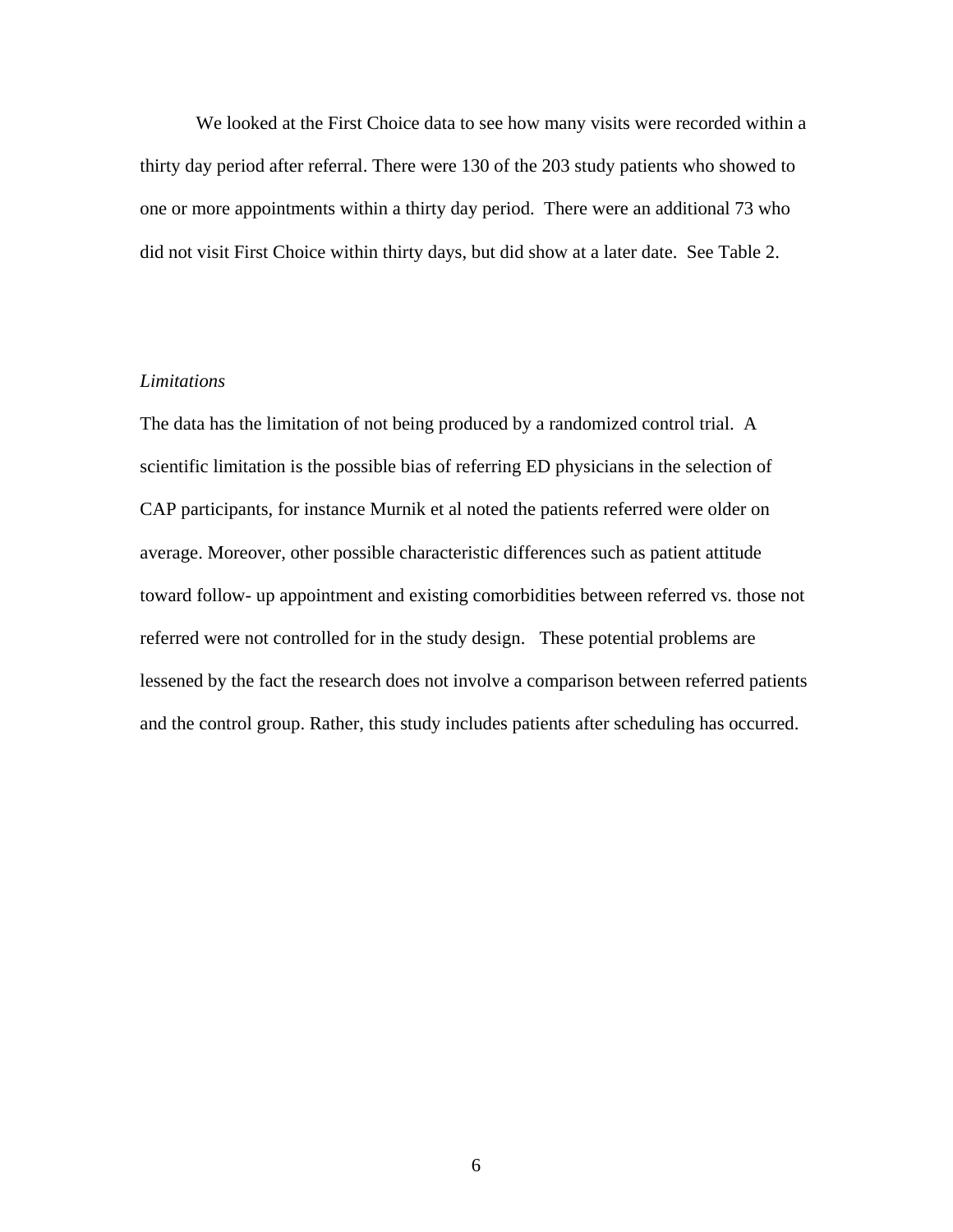We looked at the First Choice data to see how many visits were recorded within a thirty day period after referral. There were 130 of the 203 study patients who showed to one or more appointments within a thirty day period. There were an additional 73 who did not visit First Choice within thirty days, but did show at a later date. See Table 2.

*Limitations*

The data has the limitation of not being produced by a randomized control trial. A scientific limitation is the possible bias of referring ED physicians in the selection of CAP participants, for instance Murnik et al noted the patients referred were older on average. Moreover, other possible characteristic differences such as patient attitude toward follow- up appointment and existing comorbidities between referred vs. those not referred were not controlled for in the study design. These potential problems are lessened by the fact the research does not involve a comparison between referred patients and the control group. Rather, this study includes patients after scheduling has occurred.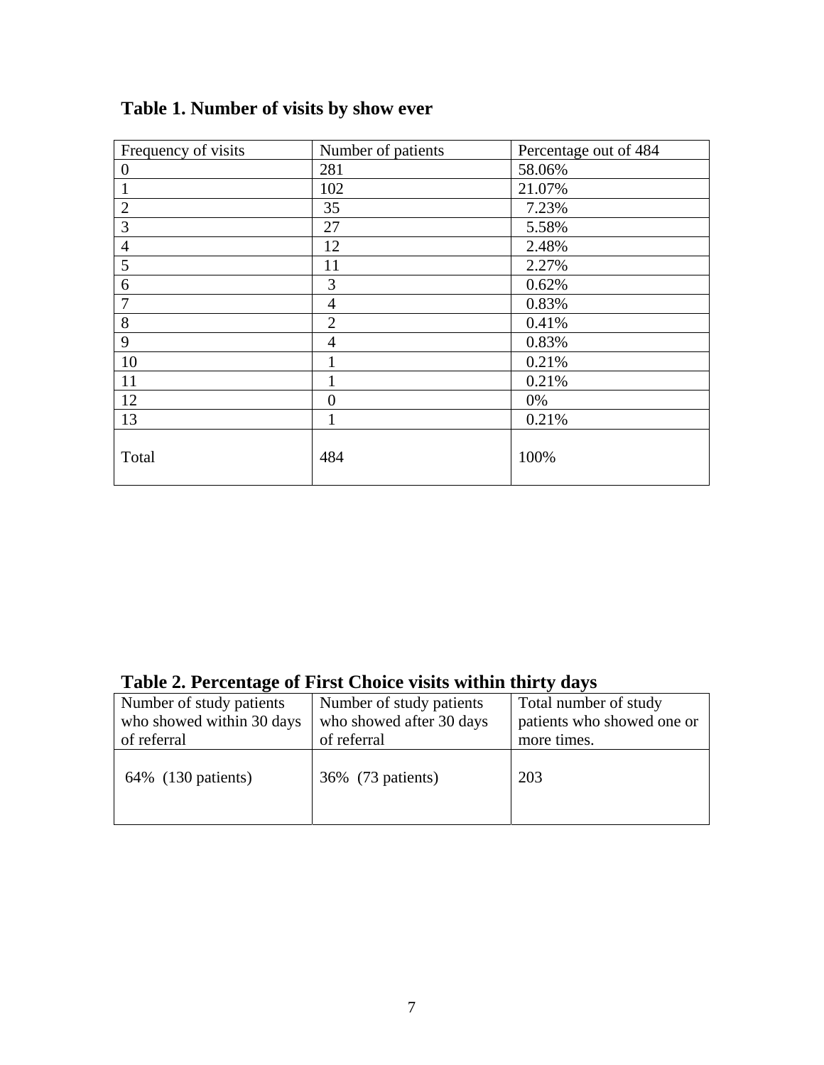**Table 1. Number of visits by show ever**

| Frequency of visits | Number of patients | Percentage out of 484 |
|---|---|---|
| 0 | 281 | 58.06% |
| 1 | 102 | 21.07% |
| 2 | 35 | 7.23% |
| 3 | 27 | 5.58% |
| 4 | 12 | 2.48% |
| 5 | 11 | 2.27% |
| 6 | 3 | 0.62% |
| 7 | 4 | 0.83% |
| 8 | 2 | 0.41% |
| 9 | 4 | 0.83% |
| 10 | 1 | 0.21% |
| 11 | 1 | 0.21% |
| 12 | 0 | 0% |
| 13 | 1 | 0.21% |
| Total | 484 | 100% |

**Table 2. Percentage of First Choice visits within thirty days**

| Number of study patients who showed within 30 days of referral | Number of study patients who showed after 30 days of referral | Total number of study patients who showed one or more times. |
|---|---|---|
| 64% (130 patients) | 36% (73 patients) | 203 |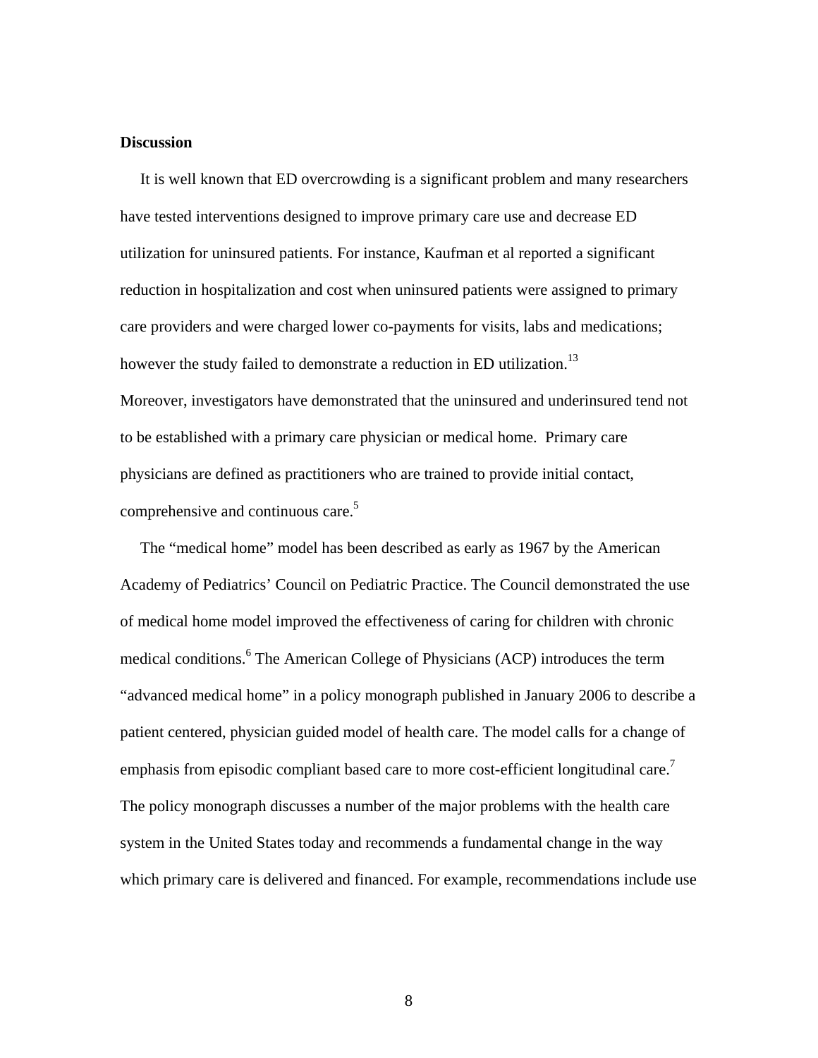**Discussion**

It is well known that ED overcrowding is a significant problem and many researchers have tested interventions designed to improve primary care use and decrease ED utilization for uninsured patients. For instance, Kaufman et al reported a significant reduction in hospitalization and cost when uninsured patients were assigned to primary care providers and were charged lower co-payments for visits, labs and medications; however the study failed to demonstrate a reduction in ED utilization.[13]
Moreover, investigators have demonstrated that the uninsured and underinsured tend not to be established with a primary care physician or medical home. Primary care physicians are defined as practitioners who are trained to provide initial contact, comprehensive and continuous care.[5]

The "medical home" model has been described as early as 1967 by the American Academy of Pediatrics' Council on Pediatric Practice. The Council demonstrated the use of medical home model improved the effectiveness of caring for children with chronic medical conditions.[6] The American College of Physicians (ACP) introduces the term "advanced medical home" in a policy monograph published in January 2006 to describe a patient centered, physician guided model of health care. The model calls for a change of emphasis from episodic compliant based care to more cost-efficient longitudinal care.[7] The policy monograph discusses a number of the major problems with the health care system in the United States today and recommends a fundamental change in the way which primary care is delivered and financed. For example, recommendations include use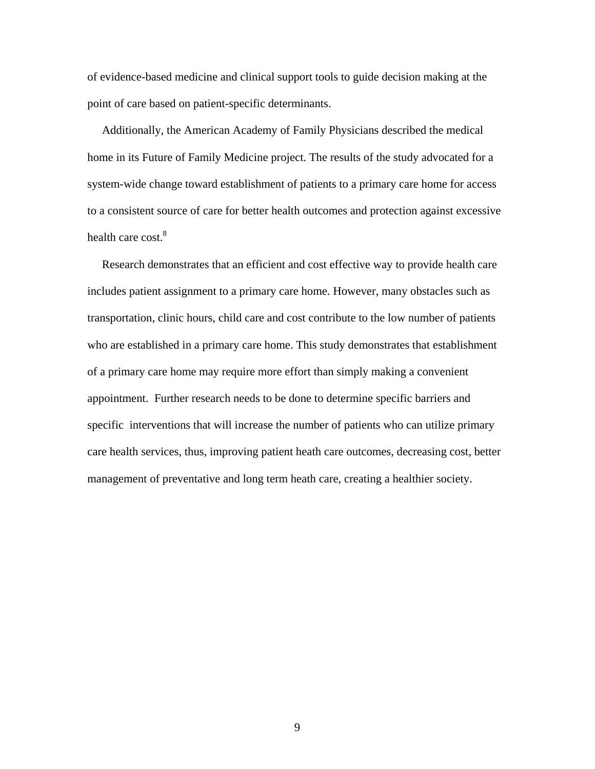of evidence-based medicine and clinical support tools to guide decision making at the point of care based on patient-specific determinants.

Additionally, the American Academy of Family Physicians described the medical home in its Future of Family Medicine project. The results of the study advocated for a system-wide change toward establishment of patients to a primary care home for access to a consistent source of care for better health outcomes and protection against excessive health care cost.[8]

Research demonstrates that an efficient and cost effective way to provide health care includes patient assignment to a primary care home. However, many obstacles such as transportation, clinic hours, child care and cost contribute to the low number of patients who are established in a primary care home. This study demonstrates that establishment of a primary care home may require more effort than simply making a convenient appointment. Further research needs to be done to determine specific barriers and specific interventions that will increase the number of patients who can utilize primary care health services, thus, improving patient heath care outcomes, decreasing cost, better management of preventative and long term heath care, creating a healthier society.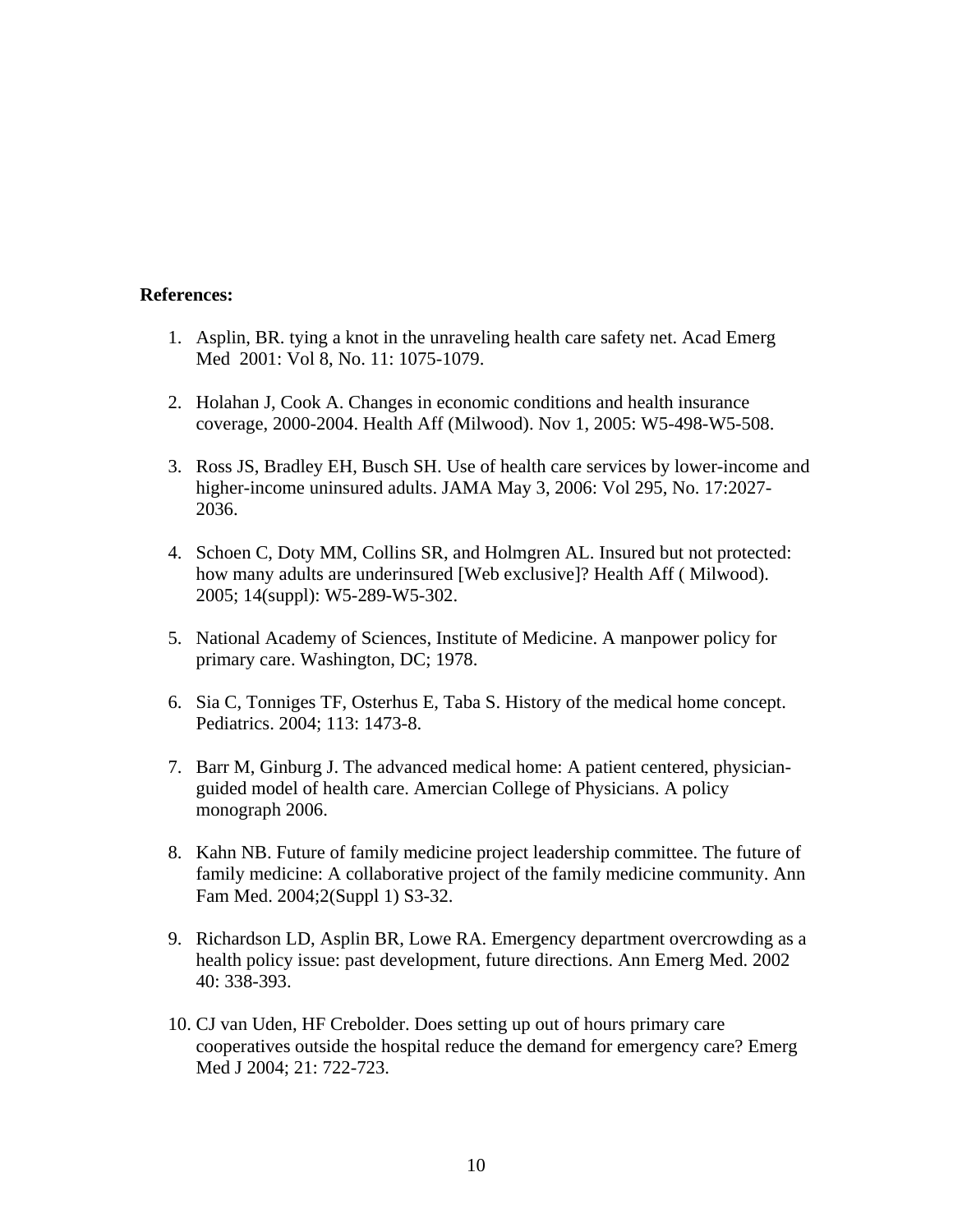**References:**

1. Asplin, BR. tying a knot in the unraveling health care safety net. Acad Emerg Med 2001: Vol 8, No. 11: 1075-1079.

2. Holahan J, Cook A. Changes in economic conditions and health insurance coverage, 2000-2004. Health Aff (Milwood). Nov 1, 2005: W5-498-W5-508.

3. Ross JS, Bradley EH, Busch SH. Use of health care services by lower-income and higher-income uninsured adults. JAMA May 3, 2006: Vol 295, No. 17:2027-2036.

4. Schoen C, Doty MM, Collins SR, and Holmgren AL. Insured but not protected: how many adults are underinsured [Web exclusive]? Health Aff ( Milwood). 2005; 14(suppl): W5-289-W5-302.

5. National Academy of Sciences, Institute of Medicine. A manpower policy for primary care. Washington, DC; 1978.

6. Sia C, Tonniges TF, Osterhus E, Taba S. History of the medical home concept. Pediatrics. 2004; 113: 1473-8.

7. Barr M, Ginburg J. The advanced medical home: A patient centered, physician-guided model of health care. Amercian College of Physicians. A policy monograph 2006.

8. Kahn NB. Future of family medicine project leadership committee. The future of family medicine: A collaborative project of the family medicine community. Ann Fam Med. 2004;2(Suppl 1) S3-32.

9. Richardson LD, Asplin BR, Lowe RA. Emergency department overcrowding as a health policy issue: past development, future directions. Ann Emerg Med. 2002 40: 338-393.

10. CJ van Uden, HF Crebolder. Does setting up out of hours primary care cooperatives outside the hospital reduce the demand for emergency care? Emerg Med J 2004; 21: 722-723.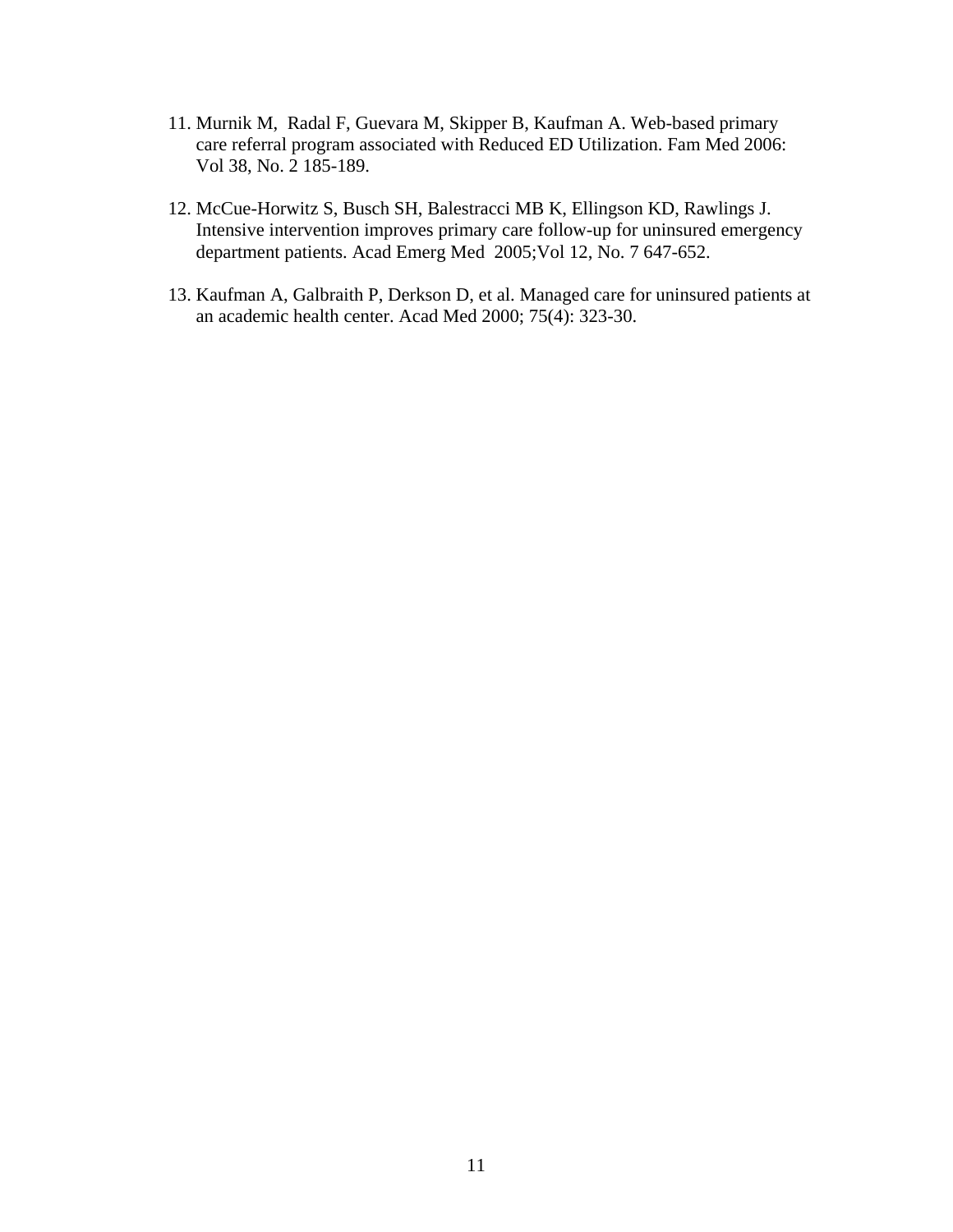11. Murnik M, Radal F, Guevara M, Skipper B, Kaufman A. Web-based primary care referral program associated with Reduced ED Utilization. Fam Med 2006: Vol 38, No. 2 185-189.

12. McCue-Horwitz S, Busch SH, Balestracci MB K, Ellingson KD, Rawlings J. Intensive intervention improves primary care follow-up for uninsured emergency department patients. Acad Emerg Med 2005;Vol 12, No. 7 647-652.

13. Kaufman A, Galbraith P, Derkson D, et al. Managed care for uninsured patients at an academic health center. Acad Med 2000; 75(4): 323-30.